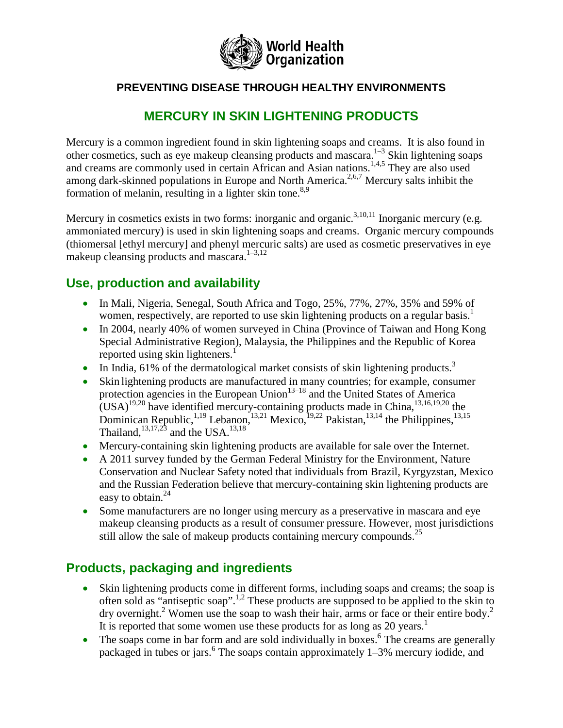World Health Organization

**PREVENTING DISEASE THROUGH HEALTHY ENVIRONMENTS**

# MERCURY IN SKIN LIGHTENING PRODUCTS

Mercury is a common ingredient found in skin lightening soaps and creams. It is also found in other cosmetics, such as eye makeup cleansing products and mascara.[1–3] Skin lightening soaps and creams are commonly used in certain African and Asian nations.[1,4,5] They are also used among dark-skinned populations in Europe and North America.[2,6,7] Mercury salts inhibit the formation of melanin, resulting in a lighter skin tone.[8,9]

Mercury in cosmetics exists in two forms: inorganic and organic.[3,10,11] Inorganic mercury (e.g. ammoniated mercury) is used in skin lightening soaps and creams. Organic mercury compounds (thiomersal [ethyl mercury] and phenyl mercuric salts) are used as cosmetic preservatives in eye makeup cleansing products and mascara.[1–3,12]

## Use, production and availability

- In Mali, Nigeria, Senegal, South Africa and Togo, 25%, 77%, 27%, 35% and 59% of women, respectively, are reported to use skin lightening products on a regular basis.[1]
- In 2004, nearly 40% of women surveyed in China (Province of Taiwan and Hong Kong Special Administrative Region), Malaysia, the Philippines and the Republic of Korea reported using skin lighteners.[1]
- In India, 61% of the dermatological market consists of skin lightening products.[3]
- Skin lightening products are manufactured in many countries; for example, consumer protection agencies in the European Union[13–18] and the United States of America (USA)[19,20] have identified mercury-containing products made in China,[13,16,19,20] the Dominican Republic,[1,19] Lebanon,[13,21] Mexico,[19,22] Pakistan,[13,14] the Philippines,[13,15] Thailand,[13,17,23] and the USA.[13,18]
- Mercury-containing skin lightening products are available for sale over the Internet.
- A 2011 survey funded by the German Federal Ministry for the Environment, Nature Conservation and Nuclear Safety noted that individuals from Brazil, Kyrgyzstan, Mexico and the Russian Federation believe that mercury-containing skin lightening products are easy to obtain.[24]
- Some manufacturers are no longer using mercury as a preservative in mascara and eye makeup cleansing products as a result of consumer pressure. However, most jurisdictions still allow the sale of makeup products containing mercury compounds.[25]

## Products, packaging and ingredients

- Skin lightening products come in different forms, including soaps and creams; the soap is often sold as "antiseptic soap".[1,2] These products are supposed to be applied to the skin to dry overnight.[2] Women use the soap to wash their hair, arms or face or their entire body.[2] It is reported that some women use these products for as long as 20 years.[1]
- The soaps come in bar form and are sold individually in boxes.[6] The creams are generally packaged in tubes or jars.[6] The soaps contain approximately 1–3% mercury iodide, and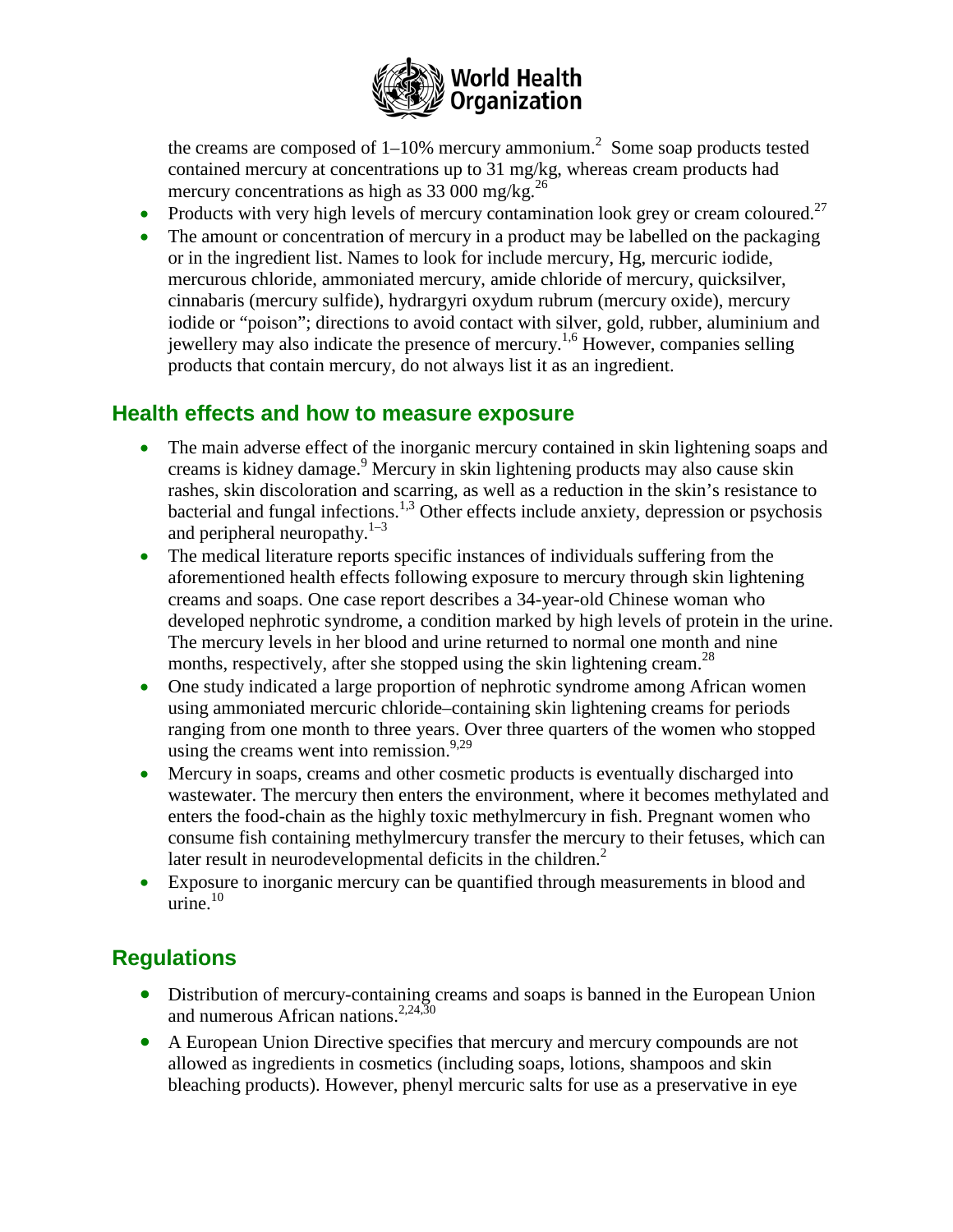the creams are composed of 1–10% mercury ammonium.[2] Some soap products tested contained mercury at concentrations up to 31 mg/kg, whereas cream products had mercury concentrations as high as 33 000 mg/kg.[26]

- Products with very high levels of mercury contamination look grey or cream coloured.[27]
- The amount or concentration of mercury in a product may be labelled on the packaging or in the ingredient list. Names to look for include mercury, Hg, mercuric iodide, mercurous chloride, ammoniated mercury, amide chloride of mercury, quicksilver, cinnabaris (mercury sulfide), hydrargyri oxydum rubrum (mercury oxide), mercury iodide or "poison"; directions to avoid contact with silver, gold, rubber, aluminium and jewellery may also indicate the presence of mercury.[1,6] However, companies selling products that contain mercury, do not always list it as an ingredient.

## Health effects and how to measure exposure

- The main adverse effect of the inorganic mercury contained in skin lightening soaps and creams is kidney damage.[9] Mercury in skin lightening products may also cause skin rashes, skin discoloration and scarring, as well as a reduction in the skin's resistance to bacterial and fungal infections.[1,3] Other effects include anxiety, depression or psychosis and peripheral neuropathy.[1–3]
- The medical literature reports specific instances of individuals suffering from the aforementioned health effects following exposure to mercury through skin lightening creams and soaps. One case report describes a 34-year-old Chinese woman who developed nephrotic syndrome, a condition marked by high levels of protein in the urine. The mercury levels in her blood and urine returned to normal one month and nine months, respectively, after she stopped using the skin lightening cream.[28]
- One study indicated a large proportion of nephrotic syndrome among African women using ammoniated mercuric chloride–containing skin lightening creams for periods ranging from one month to three years. Over three quarters of the women who stopped using the creams went into remission.[9,29]
- Mercury in soaps, creams and other cosmetic products is eventually discharged into wastewater. The mercury then enters the environment, where it becomes methylated and enters the food-chain as the highly toxic methylmercury in fish. Pregnant women who consume fish containing methylmercury transfer the mercury to their fetuses, which can later result in neurodevelopmental deficits in the children.[2]
- Exposure to inorganic mercury can be quantified through measurements in blood and urine.[10]

## Regulations

- Distribution of mercury-containing creams and soaps is banned in the European Union and numerous African nations.[2,24,30]
- A European Union Directive specifies that mercury and mercury compounds are not allowed as ingredients in cosmetics (including soaps, lotions, shampoos and skin bleaching products). However, phenyl mercuric salts for use as a preservative in eye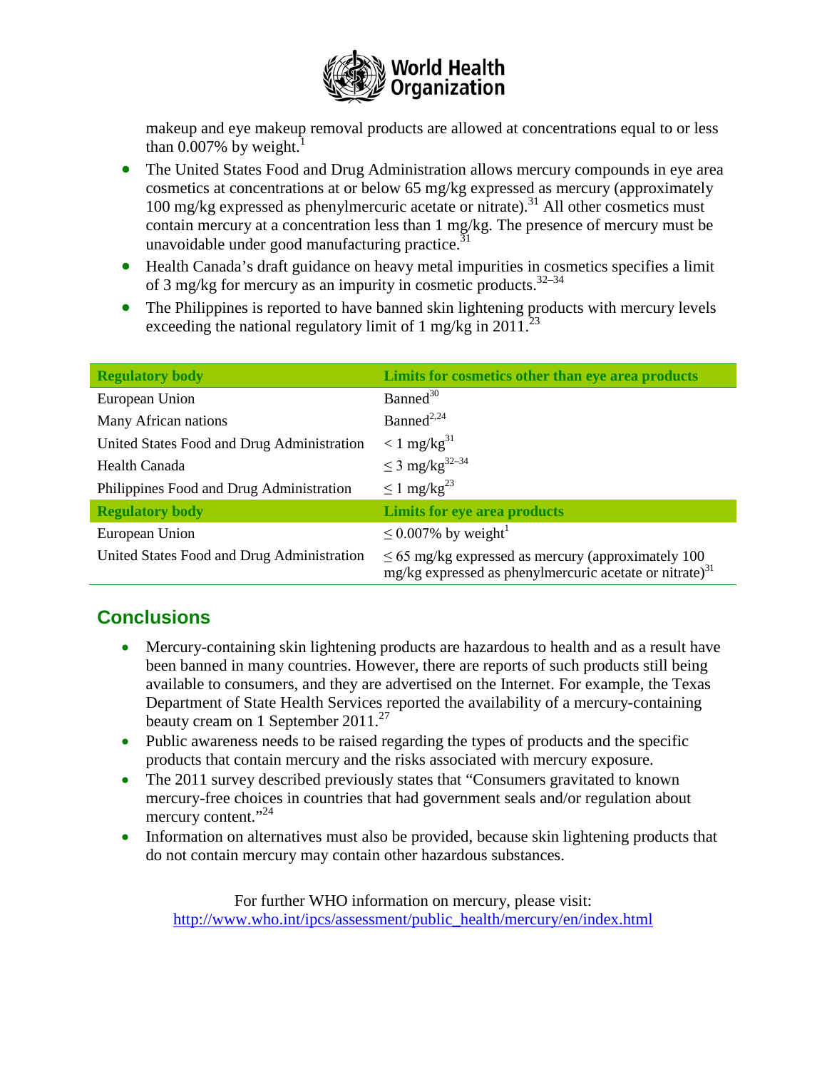makeup and eye makeup removal products are allowed at concentrations equal to or less than 0.007% by weight.[1]

- The United States Food and Drug Administration allows mercury compounds in eye area cosmetics at concentrations at or below 65 mg/kg expressed as mercury (approximately 100 mg/kg expressed as phenylmercuric acetate or nitrate).[31] All other cosmetics must contain mercury at a concentration less than 1 mg/kg. The presence of mercury must be unavoidable under good manufacturing practice.[31]
- Health Canada's draft guidance on heavy metal impurities in cosmetics specifies a limit of 3 mg/kg for mercury as an impurity in cosmetic products.[32–34]
- The Philippines is reported to have banned skin lightening products with mercury levels exceeding the national regulatory limit of 1 mg/kg in 2011.[23]

| Regulatory body | Limits for cosmetics other than eye area products |
|---|---|
| European Union | Banned[30] |
| Many African nations | Banned[2,24] |
| United States Food and Drug Administration | < 1 mg/kg[31] |
| Health Canada | ≤ 3 mg/kg[32–34] |
| Philippines Food and Drug Administration | ≤ 1 mg/kg[23] |
| **Regulatory body** | **Limits for eye area products** |
| European Union | ≤ 0.007% by weight[1] |
| United States Food and Drug Administration | ≤ 65 mg/kg expressed as mercury (approximately 100 mg/kg expressed as phenylmercuric acetate or nitrate)[31] |

## Conclusions

- Mercury-containing skin lightening products are hazardous to health and as a result have been banned in many countries. However, there are reports of such products still being available to consumers, and they are advertised on the Internet. For example, the Texas Department of State Health Services reported the availability of a mercury-containing beauty cream on 1 September 2011.[27]
- Public awareness needs to be raised regarding the types of products and the specific products that contain mercury and the risks associated with mercury exposure.
- The 2011 survey described previously states that "Consumers gravitated to known mercury-free choices in countries that had government seals and/or regulation about mercury content."[24]
- Information on alternatives must also be provided, because skin lightening products that do not contain mercury may contain other hazardous substances.

For further WHO information on mercury, please visit:
http://www.who.int/ipcs/assessment/public_health/mercury/en/index.html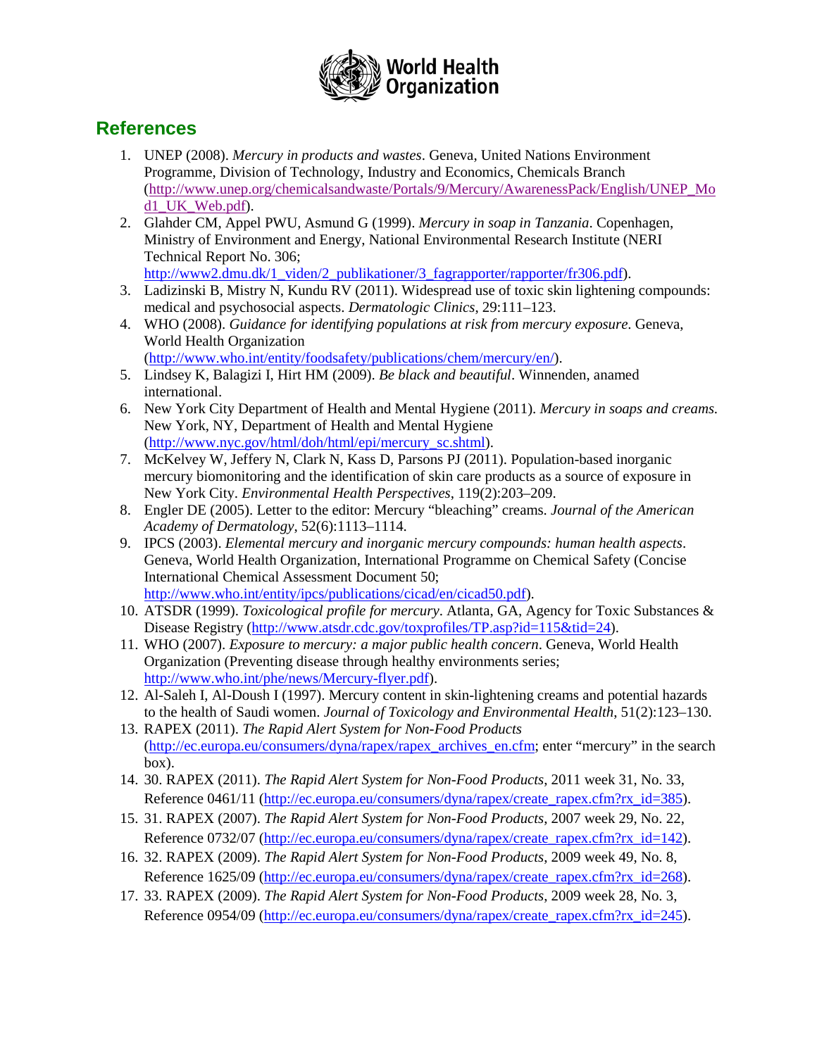## References

1. UNEP (2008). *Mercury in products and wastes*. Geneva, United Nations Environment Programme, Division of Technology, Industry and Economics, Chemicals Branch (http://www.unep.org/chemicalsandwaste/Portals/9/Mercury/AwarenessPack/English/UNEP_Mod1_UK_Web.pdf).
2. Glahder CM, Appel PWU, Asmund G (1999). *Mercury in soap in Tanzania*. Copenhagen, Ministry of Environment and Energy, National Environmental Research Institute (NERI Technical Report No. 306; http://www2.dmu.dk/1_viden/2_publikationer/3_fagrapporter/rapporter/fr306.pdf).
3. Ladizinski B, Mistry N, Kundu RV (2011). Widespread use of toxic skin lightening compounds: medical and psychosocial aspects. *Dermatologic Clinics*, 29:111–123.
4. WHO (2008). *Guidance for identifying populations at risk from mercury exposure*. Geneva, World Health Organization (http://www.who.int/entity/foodsafety/publications/chem/mercury/en/).
5. Lindsey K, Balagizi I, Hirt HM (2009). *Be black and beautiful*. Winnenden, anamed international.
6. New York City Department of Health and Mental Hygiene (2011). *Mercury in soaps and creams.* New York, NY, Department of Health and Mental Hygiene (http://www.nyc.gov/html/doh/html/epi/mercury_sc.shtml).
7. McKelvey W, Jeffery N, Clark N, Kass D, Parsons PJ (2011). Population-based inorganic mercury biomonitoring and the identification of skin care products as a source of exposure in New York City. *Environmental Health Perspectives*, 119(2):203–209.
8. Engler DE (2005). Letter to the editor: Mercury "bleaching" creams. *Journal of the American Academy of Dermatology*, 52(6):1113–1114.
9. IPCS (2003). *Elemental mercury and inorganic mercury compounds: human health aspects*. Geneva, World Health Organization, International Programme on Chemical Safety (Concise International Chemical Assessment Document 50; http://www.who.int/entity/ipcs/publications/cicad/en/cicad50.pdf).
10. ATSDR (1999). *Toxicological profile for mercury*. Atlanta, GA, Agency for Toxic Substances & Disease Registry (http://www.atsdr.cdc.gov/toxprofiles/TP.asp?id=115&tid=24).
11. WHO (2007). *Exposure to mercury: a major public health concern*. Geneva, World Health Organization (Preventing disease through healthy environments series; http://www.who.int/phe/news/Mercury-flyer.pdf).
12. Al-Saleh I, Al-Doush I (1997). Mercury content in skin-lightening creams and potential hazards to the health of Saudi women. *Journal of Toxicology and Environmental Health*, 51(2):123–130.
13. RAPEX (2011). *The Rapid Alert System for Non-Food Products* (http://ec.europa.eu/consumers/dyna/rapex/rapex_archives_en.cfm; enter "mercury" in the search box).
14. 30. RAPEX (2011). *The Rapid Alert System for Non-Food Products*, 2011 week 31, No. 33, Reference 0461/11 (http://ec.europa.eu/consumers/dyna/rapex/create_rapex.cfm?rx_id=385).
15. 31. RAPEX (2007). *The Rapid Alert System for Non-Food Products*, 2007 week 29, No. 22, Reference 0732/07 (http://ec.europa.eu/consumers/dyna/rapex/create_rapex.cfm?rx_id=142).
16. 32. RAPEX (2009). *The Rapid Alert System for Non-Food Products*, 2009 week 49, No. 8, Reference 1625/09 (http://ec.europa.eu/consumers/dyna/rapex/create_rapex.cfm?rx_id=268).
17. 33. RAPEX (2009). *The Rapid Alert System for Non-Food Products*, 2009 week 28, No. 3, Reference 0954/09 (http://ec.europa.eu/consumers/dyna/rapex/create_rapex.cfm?rx_id=245).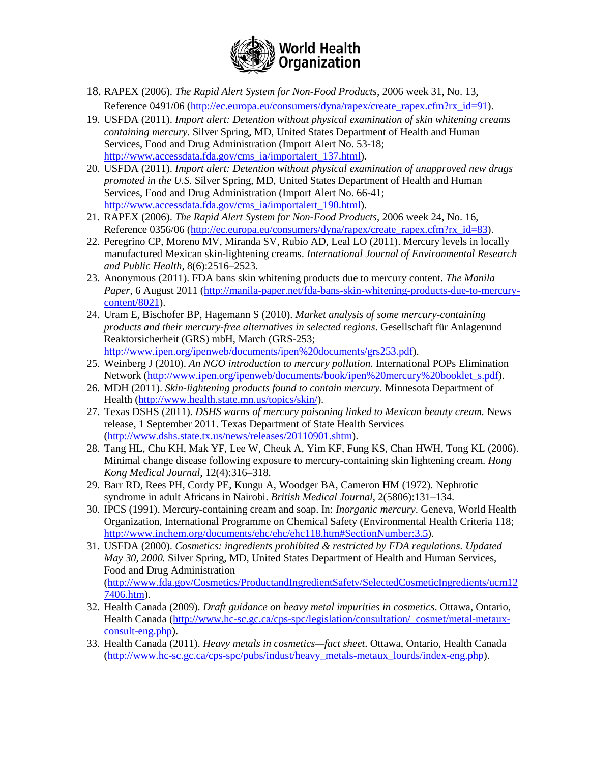18. RAPEX (2006). *The Rapid Alert System for Non-Food Products*, 2006 week 31, No. 13, Reference 0491/06 (http://ec.europa.eu/consumers/dyna/rapex/create_rapex.cfm?rx_id=91).
19. USFDA (2011). *Import alert: Detention without physical examination of skin whitening creams containing mercury.* Silver Spring, MD, United States Department of Health and Human Services, Food and Drug Administration (Import Alert No. 53-18; http://www.accessdata.fda.gov/cms_ia/importalert_137.html).
20. USFDA (2011). *Import alert: Detention without physical examination of unapproved new drugs promoted in the U.S.* Silver Spring, MD, United States Department of Health and Human Services, Food and Drug Administration (Import Alert No. 66-41; http://www.accessdata.fda.gov/cms_ia/importalert_190.html).
21. RAPEX (2006). *The Rapid Alert System for Non-Food Products*, 2006 week 24, No. 16, Reference 0356/06 (http://ec.europa.eu/consumers/dyna/rapex/create_rapex.cfm?rx_id=83).
22. Peregrino CP, Moreno MV, Miranda SV, Rubio AD, Leal LO (2011). Mercury levels in locally manufactured Mexican skin-lightening creams. *International Journal of Environmental Research and Public Health*, 8(6):2516–2523.
23. Anonymous (2011). FDA bans skin whitening products due to mercury content. *The Manila Paper*, 6 August 2011 (http://manila-paper.net/fda-bans-skin-whitening-products-due-to-mercury-content/8021).
24. Uram E, Bischofer BP, Hagemann S (2010). *Market analysis of some mercury-containing products and their mercury-free alternatives in selected regions*. Gesellschaft für Anlagenund Reaktorsicherheit (GRS) mbH, March (GRS-253; http://www.ipen.org/ipenweb/documents/ipen%20documents/grs253.pdf).
25. Weinberg J (2010). *An NGO introduction to mercury pollution*. International POPs Elimination Network (http://www.ipen.org/ipenweb/documents/book/ipen%20mercury%20booklet_s.pdf).
26. MDH (2011). *Skin-lightening products found to contain mercury*. Minnesota Department of Health (http://www.health.state.mn.us/topics/skin/).
27. Texas DSHS (2011). *DSHS warns of mercury poisoning linked to Mexican beauty cream.* News release, 1 September 2011. Texas Department of State Health Services (http://www.dshs.state.tx.us/news/releases/20110901.shtm).
28. Tang HL, Chu KH, Mak YF, Lee W, Cheuk A, Yim KF, Fung KS, Chan HWH, Tong KL (2006). Minimal change disease following exposure to mercury-containing skin lightening cream. *Hong Kong Medical Journal*, 12(4):316–318.
29. Barr RD, Rees PH, Cordy PE, Kungu A, Woodger BA, Cameron HM (1972). Nephrotic syndrome in adult Africans in Nairobi. *British Medical Journal*, 2(5806):131–134.
30. IPCS (1991). Mercury-containing cream and soap. In: *Inorganic mercury*. Geneva, World Health Organization, International Programme on Chemical Safety (Environmental Health Criteria 118; http://www.inchem.org/documents/ehc/ehc/ehc118.htm#SectionNumber:3.5).
31. USFDA (2000). *Cosmetics: ingredients prohibited & restricted by FDA regulations. Updated May 30, 2000.* Silver Spring, MD, United States Department of Health and Human Services, Food and Drug Administration (http://www.fda.gov/Cosmetics/ProductandIngredientSafety/SelectedCosmeticIngredients/ucm127406.htm).
32. Health Canada (2009). *Draft guidance on heavy metal impurities in cosmetics*. Ottawa, Ontario, Health Canada (http://www.hc-sc.gc.ca/cps-spc/legislation/consultation/_cosmet/metal-metaux-consult-eng.php).
33. Health Canada (2011). *Heavy metals in cosmetics—fact sheet*. Ottawa, Ontario, Health Canada (http://www.hc-sc.gc.ca/cps-spc/pubs/indust/heavy_metals-metaux_lourds/index-eng.php).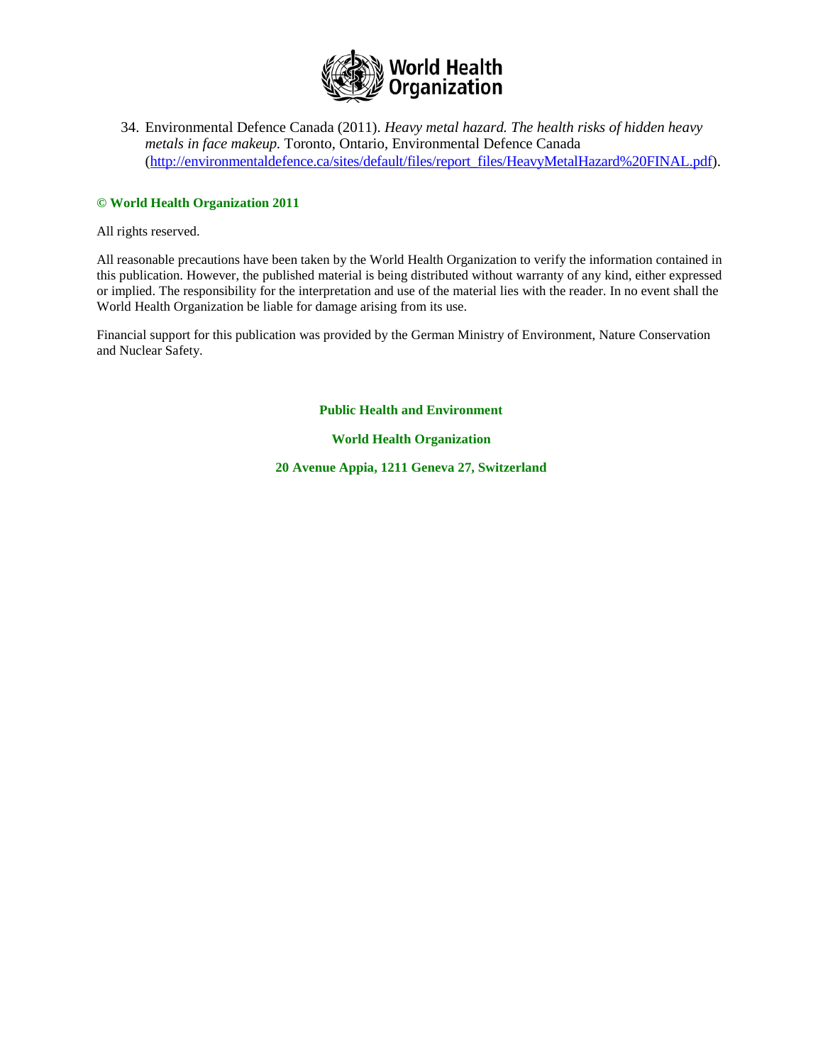34. Environmental Defence Canada (2011). *Heavy metal hazard. The health risks of hidden heavy metals in face makeup.* Toronto, Ontario, Environmental Defence Canada (http://environmentaldefence.ca/sites/default/files/report_files/HeavyMetalHazard%20FINAL.pdf).

**© World Health Organization 2011**

All rights reserved.

All reasonable precautions have been taken by the World Health Organization to verify the information contained in this publication. However, the published material is being distributed without warranty of any kind, either expressed or implied. The responsibility for the interpretation and use of the material lies with the reader. In no event shall the World Health Organization be liable for damage arising from its use.

Financial support for this publication was provided by the German Ministry of Environment, Nature Conservation and Nuclear Safety.

**Public Health and Environment**

**World Health Organization**

**20 Avenue Appia, 1211 Geneva 27, Switzerland**